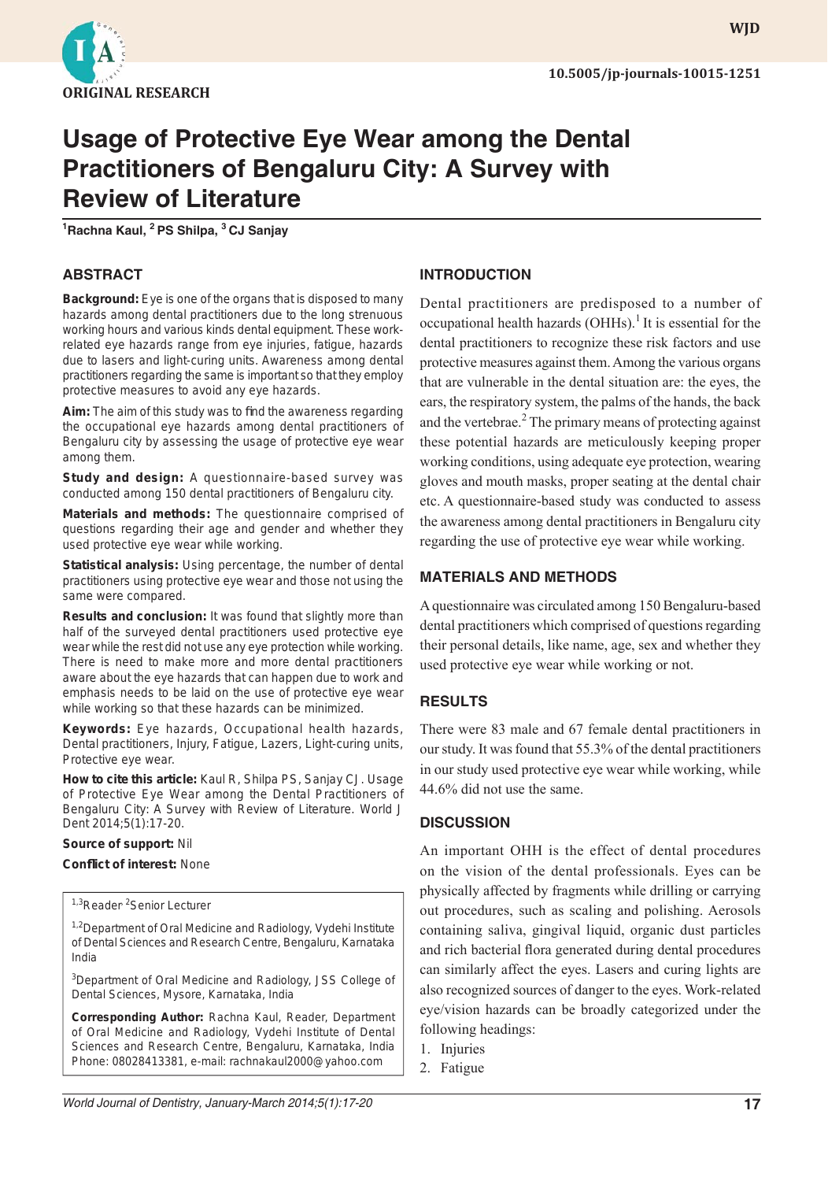ORIGINAL RESEARCH

# Usage of Protective Eye Wear among the Dental Practitioners of Bengaluru City: A Survey with Review of Literature

[1]Rachna Kaul, [2]PS Shilpa, [3]CJ Sanjay

## ABSTRACT

**Background:** Eye is one of the organs that is disposed to many hazards among dental practitioners due to the long strenuous working hours and various kinds dental equipment. These work-related eye hazards range from eye injuries, fatigue, hazards due to lasers and light-curing units. Awareness among dental practitioners regarding the same is important so that they employ protective measures to avoid any eye hazards.

**Aim:** The aim of this study was to find the awareness regarding the occupational eye hazards among dental practitioners of Bengaluru city by assessing the usage of protective eye wear among them.

**Study and design:** A questionnaire-based survey was conducted among 150 dental practitioners of Bengaluru city.

**Materials and methods:** The questionnaire comprised of questions regarding their age and gender and whether they used protective eye wear while working.

**Statistical analysis:** Using percentage, the number of dental practitioners using protective eye wear and those not using the same were compared.

**Results and conclusion:** It was found that slightly more than half of the surveyed dental practitioners used protective eye wear while the rest did not use any eye protection while working. There is need to make more and more dental practitioners aware about the eye hazards that can happen due to work and emphasis needs to be laid on the use of protective eye wear while working so that these hazards can be minimized.

**Keywords:** Eye hazards, Occupational health hazards, Dental practitioners, Injury, Fatigue, Lazers, Light-curing units, Protective eye wear.

**How to cite this article:** Kaul R, Shilpa PS, Sanjay CJ. Usage of Protective Eye Wear among the Dental Practitioners of Bengaluru City: A Survey with Review of Literature. World J Dent 2014;5(1):17-20.

**Source of support:** Nil

**Conflict of interest:** None

[1,3]Reader [2]Senior Lecturer

[1,2]Department of Oral Medicine and Radiology, Vydehi Institute of Dental Sciences and Research Centre, Bengaluru, Karnataka India

[3]Department of Oral Medicine and Radiology, JSS College of Dental Sciences, Mysore, Karnataka, India

**Corresponding Author:** Rachna Kaul, Reader, Department of Oral Medicine and Radiology, Vydehi Institute of Dental Sciences and Research Centre, Bengaluru, Karnataka, India Phone: 08028413381, e-mail: rachnakaul2000@yahoo.com

## INTRODUCTION

Dental practitioners are predisposed to a number of occupational health hazards (OHHs).[1] It is essential for the dental practitioners to recognize these risk factors and use protective measures against them. Among the various organs that are vulnerable in the dental situation are: the eyes, the ears, the respiratory system, the palms of the hands, the back and the vertebrae.[2] The primary means of protecting against these potential hazards are meticulously keeping proper working conditions, using adequate eye protection, wearing gloves and mouth masks, proper seating at the dental chair etc. A questionnaire-based study was conducted to assess the awareness among dental practitioners in Bengaluru city regarding the use of protective eye wear while working.

## MATERIALS AND METHODS

A questionnaire was circulated among 150 Bengaluru-based dental practitioners which comprised of questions regarding their personal details, like name, age, sex and whether they used protective eye wear while working or not.

## RESULTS

There were 83 male and 67 female dental practitioners in our study. It was found that 55.3% of the dental practitioners in our study used protective eye wear while working, while 44.6% did not use the same.

## DISCUSSION

An important OHH is the effect of dental procedures on the vision of the dental professionals. Eyes can be physically affected by fragments while drilling or carrying out procedures, such as scaling and polishing. Aerosols containing saliva, gingival liquid, organic dust particles and rich bacterial flora generated during dental procedures can similarly affect the eyes. Lasers and curing lights are also recognized sources of danger to the eyes. Work-related eye/vision hazards can be broadly categorized under the following headings:

1. Injuries
2. Fatigue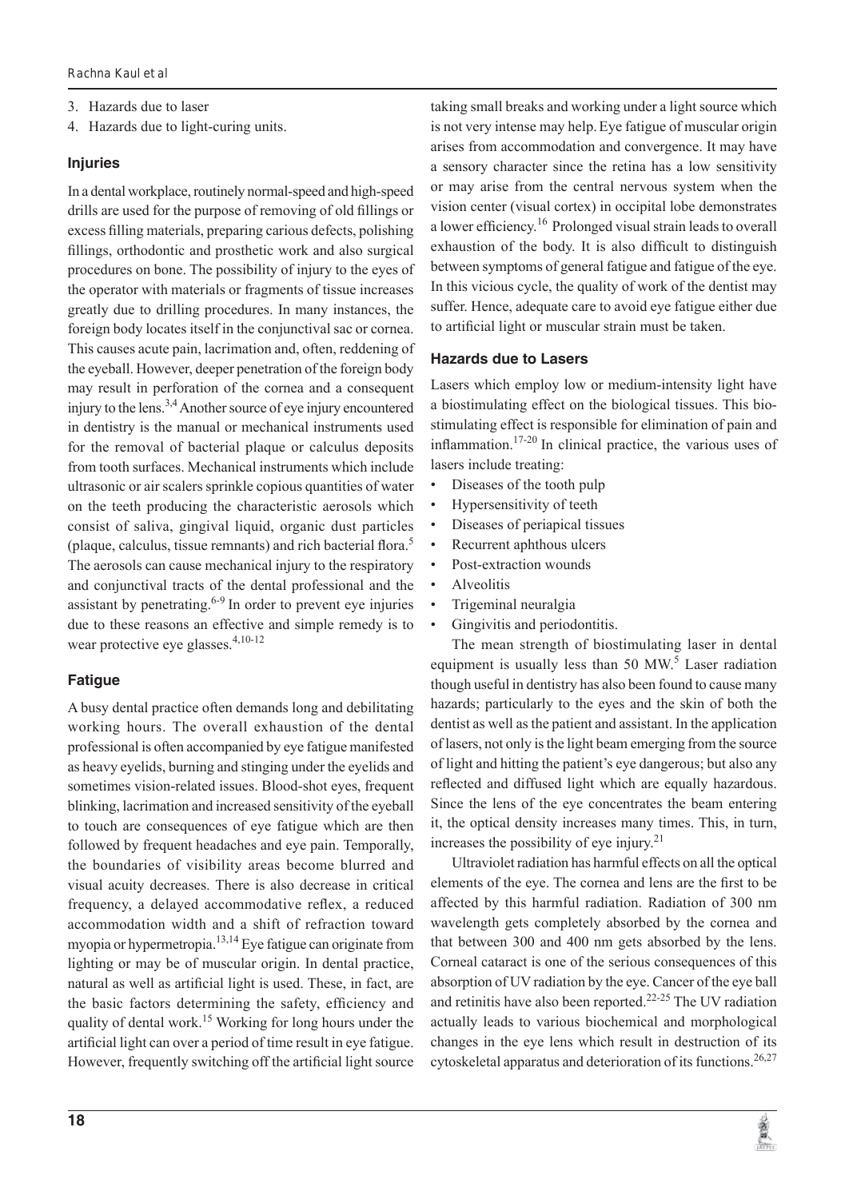3. Hazards due to laser
4. Hazards due to light-curing units.

### Injuries

In a dental workplace, routinely normal-speed and high-speed drills are used for the purpose of removing of old fillings or excess filling materials, preparing carious defects, polishing fillings, orthodontic and prosthetic work and also surgical procedures on bone. The possibility of injury to the eyes of the operator with materials or fragments of tissue increases greatly due to drilling procedures. In many instances, the foreign body locates itself in the conjunctival sac or cornea. This causes acute pain, lacrimation and, often, reddening of the eyeball. However, deeper penetration of the foreign body may result in perforation of the cornea and a consequent injury to the lens.[3,4] Another source of eye injury encountered in dentistry is the manual or mechanical instruments used for the removal of bacterial plaque or calculus deposits from tooth surfaces. Mechanical instruments which include ultrasonic or air scalers sprinkle copious quantities of water on the teeth producing the characteristic aerosols which consist of saliva, gingival liquid, organic dust particles (plaque, calculus, tissue remnants) and rich bacterial flora.[5] The aerosols can cause mechanical injury to the respiratory and conjunctival tracts of the dental professional and the assistant by penetrating.[6-9] In order to prevent eye injuries due to these reasons an effective and simple remedy is to wear protective eye glasses.[4,10-12]

### Fatigue

A busy dental practice often demands long and debilitating working hours. The overall exhaustion of the dental professional is often accompanied by eye fatigue manifested as heavy eyelids, burning and stinging under the eyelids and sometimes vision-related issues. Blood-shot eyes, frequent blinking, lacrimation and increased sensitivity of the eyeball to touch are consequences of eye fatigue which are then followed by frequent headaches and eye pain. Temporally, the boundaries of visibility areas become blurred and visual acuity decreases. There is also decrease in critical frequency, a delayed accommodative reflex, a reduced accommodation width and a shift of refraction toward myopia or hypermetropia.[13,14] Eye fatigue can originate from lighting or may be of muscular origin. In dental practice, natural as well as artificial light is used. These, in fact, are the basic factors determining the safety, efficiency and quality of dental work.[15] Working for long hours under the artificial light can over a period of time result in eye fatigue. However, frequently switching off the artificial light source taking small breaks and working under a light source which is not very intense may help. Eye fatigue of muscular origin arises from accommodation and convergence. It may have a sensory character since the retina has a low sensitivity or may arise from the central nervous system when the vision center (visual cortex) in occipital lobe demonstrates a lower efficiency.[16] Prolonged visual strain leads to overall exhaustion of the body. It is also difficult to distinguish between symptoms of general fatigue and fatigue of the eye. In this vicious cycle, the quality of work of the dentist may suffer. Hence, adequate care to avoid eye fatigue either due to artificial light or muscular strain must be taken.

### Hazards due to Lasers

Lasers which employ low or medium-intensity light have a biostimulating effect on the biological tissues. This biostimulating effect is responsible for elimination of pain and inflammation.[17-20] In clinical practice, the various uses of lasers include treating:

- Diseases of the tooth pulp
- Hypersensitivity of teeth
- Diseases of periapical tissues
- Recurrent aphthous ulcers
- Post-extraction wounds
- Alveolitis
- Trigeminal neuralgia
- Gingivitis and periodontitis.

The mean strength of biostimulating laser in dental equipment is usually less than 50 MW.[5] Laser radiation though useful in dentistry has also been found to cause many hazards; particularly to the eyes and the skin of both the dentist as well as the patient and assistant. In the application of lasers, not only is the light beam emerging from the source of light and hitting the patient's eye dangerous; but also any reflected and diffused light which are equally hazardous. Since the lens of the eye concentrates the beam entering it, the optical density increases many times. This, in turn, increases the possibility of eye injury.[21]

Ultraviolet radiation has harmful effects on all the optical elements of the eye. The cornea and lens are the first to be affected by this harmful radiation. Radiation of 300 nm wavelength gets completely absorbed by the cornea and that between 300 and 400 nm gets absorbed by the lens. Corneal cataract is one of the serious consequences of this absorption of UV radiation by the eye. Cancer of the eye ball and retinitis have also been reported.[22-25] The UV radiation actually leads to various biochemical and morphological changes in the eye lens which result in destruction of its cytoskeletal apparatus and deterioration of its functions.[26,27]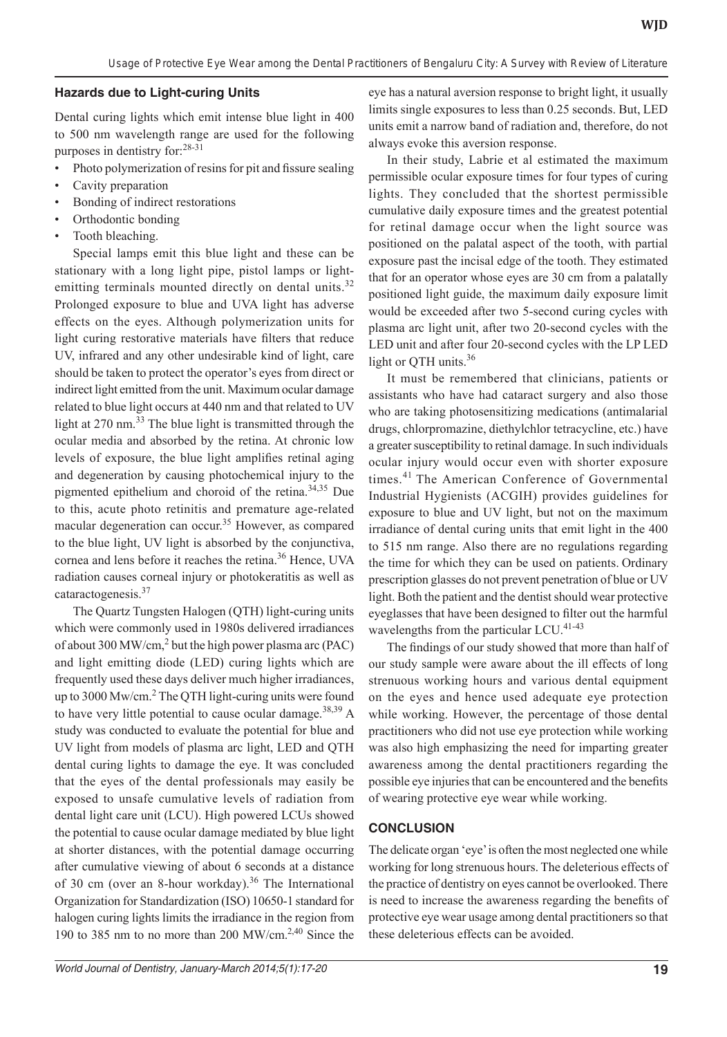### Hazards due to Light-curing Units

Dental curing lights which emit intense blue light in 400 to 500 nm wavelength range are used for the following purposes in dentistry for:[28-31]

- Photo polymerization of resins for pit and fissure sealing
- Cavity preparation
- Bonding of indirect restorations
- Orthodontic bonding
- Tooth bleaching.

Special lamps emit this blue light and these can be stationary with a long light pipe, pistol lamps or light-emitting terminals mounted directly on dental units.[32] Prolonged exposure to blue and UVA light has adverse effects on the eyes. Although polymerization units for light curing restorative materials have filters that reduce UV, infrared and any other undesirable kind of light, care should be taken to protect the operator's eyes from direct or indirect light emitted from the unit. Maximum ocular damage related to blue light occurs at 440 nm and that related to UV light at 270 nm.[33] The blue light is transmitted through the ocular media and absorbed by the retina. At chronic low levels of exposure, the blue light amplifies retinal aging and degeneration by causing photochemical injury to the pigmented epithelium and choroid of the retina.[34,35] Due to this, acute photo retinitis and premature age-related macular degeneration can occur.[35] However, as compared to the blue light, UV light is absorbed by the conjunctiva, cornea and lens before it reaches the retina.[36] Hence, UVA radiation causes corneal injury or photokeratitis as well as cataractogenesis.[37]

The Quartz Tungsten Halogen (QTH) light-curing units which were commonly used in 1980s delivered irradiances of about 300 MW/cm,[2] but the high power plasma arc (PAC) and light emitting diode (LED) curing lights which are frequently used these days deliver much higher irradiances, up to 3000 Mw/cm.[2] The QTH light-curing units were found to have very little potential to cause ocular damage.[38,39] A study was conducted to evaluate the potential for blue and UV light from models of plasma arc light, LED and QTH dental curing lights to damage the eye. It was concluded that the eyes of the dental professionals may easily be exposed to unsafe cumulative levels of radiation from dental light care unit (LCU). High powered LCUs showed the potential to cause ocular damage mediated by blue light at shorter distances, with the potential damage occurring after cumulative viewing of about 6 seconds at a distance of 30 cm (over an 8-hour workday).[36] The International Organization for Standardization (ISO) 10650-1 standard for halogen curing lights limits the irradiance in the region from 190 to 385 nm to no more than 200 MW/cm.[2,40] Since the eye has a natural aversion response to bright light, it usually limits single exposures to less than 0.25 seconds. But, LED units emit a narrow band of radiation and, therefore, do not always evoke this aversion response.

In their study, Labrie et al estimated the maximum permissible ocular exposure times for four types of curing lights. They concluded that the shortest permissible cumulative daily exposure times and the greatest potential for retinal damage occur when the light source was positioned on the palatal aspect of the tooth, with partial exposure past the incisal edge of the tooth. They estimated that for an operator whose eyes are 30 cm from a palatally positioned light guide, the maximum daily exposure limit would be exceeded after two 5-second curing cycles with plasma arc light unit, after two 20-second cycles with the LED unit and after four 20-second cycles with the LP LED light or QTH units.[36]

It must be remembered that clinicians, patients or assistants who have had cataract surgery and also those who are taking photosensitizing medications (antimalarial drugs, chlorpromazine, diethylchlor tetracycline, etc.) have a greater susceptibility to retinal damage. In such individuals ocular injury would occur even with shorter exposure times.[41] The American Conference of Governmental Industrial Hygienists (ACGIH) provides guidelines for exposure to blue and UV light, but not on the maximum irradiance of dental curing units that emit light in the 400 to 515 nm range. Also there are no regulations regarding the time for which they can be used on patients. Ordinary prescription glasses do not prevent penetration of blue or UV light. Both the patient and the dentist should wear protective eyeglasses that have been designed to filter out the harmful wavelengths from the particular LCU.[41-43]

The findings of our study showed that more than half of our study sample were aware about the ill effects of long strenuous working hours and various dental equipment on the eyes and hence used adequate eye protection while working. However, the percentage of those dental practitioners who did not use eye protection while working was also high emphasizing the need for imparting greater awareness among the dental practitioners regarding the possible eye injuries that can be encountered and the benefits of wearing protective eye wear while working.

## CONCLUSION

The delicate organ 'eye' is often the most neglected one while working for long strenuous hours. The deleterious effects of the practice of dentistry on eyes cannot be overlooked. There is need to increase the awareness regarding the benefits of protective eye wear usage among dental practitioners so that these deleterious effects can be avoided.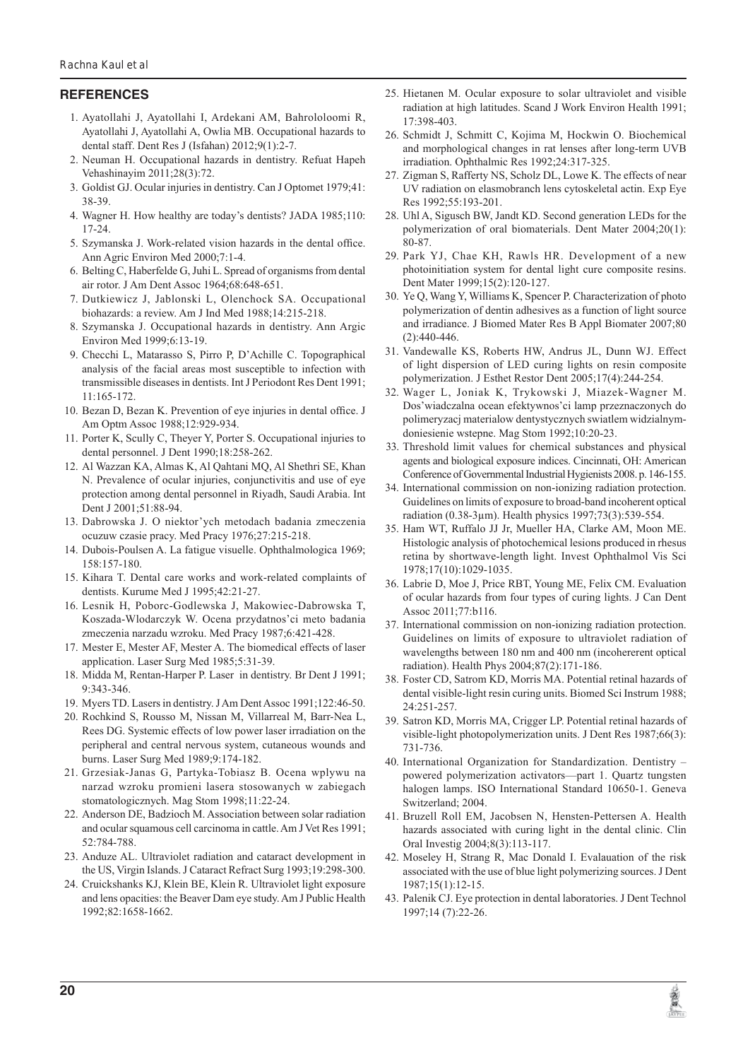## REFERENCES

1. Ayatollahi J, Ayatollahi I, Ardekani AM, Bahrololoomi R, Ayatollahi J, Ayatollahi A, Owlia MB. Occupational hazards to dental staff. Dent Res J (Isfahan) 2012;9(1):2-7.
2. Neuman H. Occupational hazards in dentistry. Refuat Hapeh Vehashinayim 2011;28(3):72.
3. Goldist GJ. Ocular injuries in dentistry. Can J Optomet 1979;41: 38-39.
4. Wagner H. How healthy are today's dentists? JADA 1985;110: 17-24.
5. Szymanska J. Work-related vision hazards in the dental office. Ann Agric Environ Med 2000;7:1-4.
6. Belting C, Haberfelde G, Juhi L. Spread of organisms from dental air rotor. J Am Dent Assoc 1964;68:648-651.
7. Dutkiewicz J, Jablonski L, Olenchock SA. Occupational biohazards: a review. Am J Ind Med 1988;14:215-218.
8. Szymanska J. Occupational hazards in dentistry. Ann Argic Environ Med 1999;6:13-19.
9. Checchi L, Matarasso S, Pirro P, D'Achille C. Topographical analysis of the facial areas most susceptible to infection with transmissible diseases in dentists. Int J Periodont Res Dent 1991; 11:165-172.
10. Bezan D, Bezan K. Prevention of eye injuries in dental office. J Am Optm Assoc 1988;12:929-934.
11. Porter K, Scully C, Theyer Y, Porter S. Occupational injuries to dental personnel. J Dent 1990;18:258-262.
12. Al Wazzan KA, Almas K, Al Qahtani MQ, Al Shethri SE, Khan N. Prevalence of ocular injuries, conjunctivitis and use of eye protection among dental personnel in Riyadh, Saudi Arabia. Int Dent J 2001;51:88-94.
13. Dabrowska J. O niektor'ych metodach badania zmeczenia ocuzuw czasie pracy. Med Pracy 1976;27:215-218.
14. Dubois-Poulsen A. La fatigue visuelle. Ophthalmologica 1969; 158:157-180.
15. Kihara T. Dental care works and work-related complaints of dentists. Kurume Med J 1995;42:21-27.
16. Lesnik H, Poborc-Godlewska J, Makowiec-Dabrowska T, Koszada-Wlodarczyk W. Ocena przydatnos'ci meto badania zmeczenia narzadu wzroku. Med Pracy 1987;6:421-428.
17. Mester E, Mester AF, Mester A. The biomedical effects of laser application. Laser Surg Med 1985;5:31-39.
18. Midda M, Rentan-Harper P. Laser in dentistry. Br Dent J 1991; 9:343-346.
19. Myers TD. Lasers in dentistry. J Am Dent Assoc 1991;122:46-50.
20. Rochkind S, Rousso M, Nissan M, Villarreal M, Barr-Nea L, Rees DG. Systemic effects of low power laser irradiation on the peripheral and central nervous system, cutaneous wounds and burns. Laser Surg Med 1989;9:174-182.
21. Grzesiak-Janas G, Partyka-Tobiasz B. Ocena wplywu na narzad wzroku promieni lasera stosowanych w zabiegach stomatologicznych. Mag Stom 1998;11:22-24.
22. Anderson DE, Badzioch M. Association between solar radiation and ocular squamous cell carcinoma in cattle. Am J Vet Res 1991; 52:784-788.
23. Anduze AL. Ultraviolet radiation and cataract development in the US, Virgin Islands. J Cataract Refract Surg 1993;19:298-300.
24. Cruickshanks KJ, Klein BE, Klein R. Ultraviolet light exposure and lens opacities: the Beaver Dam eye study. Am J Public Health 1992;82:1658-1662.
25. Hietanen M. Ocular exposure to solar ultraviolet and visible radiation at high latitudes. Scand J Work Environ Health 1991; 17:398-403.
26. Schmidt J, Schmitt C, Kojima M, Hockwin O. Biochemical and morphological changes in rat lenses after long-term UVB irradiation. Ophthalmic Res 1992;24:317-325.
27. Zigman S, Rafferty NS, Scholz DL, Lowe K. The effects of near UV radiation on elasmobranch lens cytoskeletal actin. Exp Eye Res 1992;55:193-201.
28. Uhl A, Sigusch BW, Jandt KD. Second generation LEDs for the polymerization of oral biomaterials. Dent Mater 2004;20(1): 80-87.
29. Park YJ, Chae KH, Rawls HR. Development of a new photoinitiation system for dental light cure composite resins. Dent Mater 1999;15(2):120-127.
30. Ye Q, Wang Y, Williams K, Spencer P. Characterization of photo polymerization of dentin adhesives as a function of light source and irradiance. J Biomed Mater Res B Appl Biomater 2007;80 (2):440-446.
31. Vandewalle KS, Roberts HW, Andrus JL, Dunn WJ. Effect of light dispersion of LED curing lights on resin composite polymerization. J Esthet Restor Dent 2005;17(4):244-254.
32. Wager L, Joniak K, Trykowski J, Miazek-Wagner M. Dos'wiadczalna ocean efektywnos'ci lamp przeznaczonych do polimeryzacj materialow dentystycznych swiatlem widzialnym-doniesienie wstepne. Mag Stom 1992;10:20-23.
33. Threshold limit values for chemical substances and physical agents and biological exposure indices. Cincinnati, OH: American Conference of Governmental Industrial Hygienists 2008. p. 146-155.
34. International commission on non-ionizing radiation protection. Guidelines on limits of exposure to broad-band incoherent optical radiation (0.38-3μm). Health physics 1997;73(3):539-554.
35. Ham WT, Ruffalo JJ Jr, Mueller HA, Clarke AM, Moon ME. Histologic analysis of photochemical lesions produced in rhesus retina by shortwave-length light. Invest Ophthalmol Vis Sci 1978;17(10):1029-1035.
36. Labrie D, Moe J, Price RBT, Young ME, Felix CM. Evaluation of ocular hazards from four types of curing lights. J Can Dent Assoc 2011;77:b116.
37. International commission on non-ionizing radiation protection. Guidelines on limits of exposure to ultraviolet radiation of wavelengths between 180 nm and 400 nm (incohererent optical radiation). Health Phys 2004;87(2):171-186.
38. Foster CD, Satrom KD, Morris MA. Potential retinal hazards of dental visible-light resin curing units. Biomed Sci Instrum 1988; 24:251-257.
39. Satron KD, Morris MA, Crigger LP. Potential retinal hazards of visible-light photopolymerization units. J Dent Res 1987;66(3): 731-736.
40. International Organization for Standardization. Dentistry – powered polymerization activators—part 1. Quartz tungsten halogen lamps. ISO International Standard 10650-1. Geneva Switzerland; 2004.
41. Bruzell Roll EM, Jacobsen N, Hensten-Pettersen A. Health hazards associated with curing light in the dental clinic. Clin Oral Investig 2004;8(3):113-117.
42. Moseley H, Strang R, Mac Donald I. Evalauation of the risk associated with the use of blue light polymerizing sources. J Dent 1987;15(1):12-15.
43. Palenik CJ. Eye protection in dental laboratories. J Dent Technol 1997;14 (7):22-26.